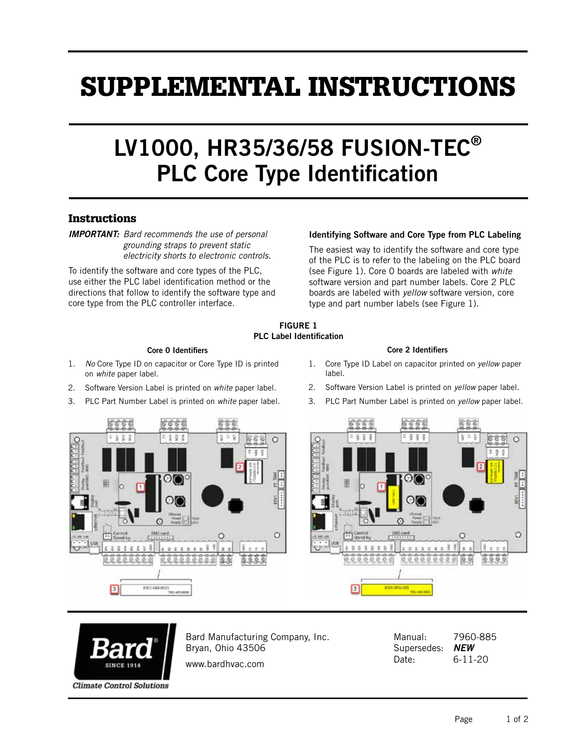# SUPPLEMENTAL INSTRUCTIONS

## LV1000, HR35/36/58 FUSION-TEC®
## PLC Core Type Identification

### Instructions

***IMPORTANT:*** *Bard recommends the use of personal grounding straps to prevent static electricity shorts to electronic controls.*

To identify the software and core types of the PLC, use either the PLC label identification method or the directions that follow to identify the software type and core type from the PLC controller interface.

**Identifying Software and Core Type from PLC Labeling**

The easiest way to identify the software and core type of the PLC is to refer to the labeling on the PLC board (see Figure 1). Core 0 boards are labeled with *white* software version and part number labels. Core 2 PLC boards are labeled with *yellow* software version, core type and part number labels (see Figure 1).

**FIGURE 1**
**PLC Label Identification**

**Core 0 Identifiers**

1. *No* Core Type ID on capacitor or Core Type ID is printed on *white* paper label.
2. Software Version Label is printed on *white* paper label.
3. PLC Part Number Label is printed on *white* paper label.

**Core 2 Identifiers**

1. Core Type ID Label on capacitor printed on *yellow* paper label.
2. Software Version Label is printed on *yellow* paper label.
3. PLC Part Number Label is printed on *yellow* paper label.

Bard Manufacturing Company, Inc.
Bryan, Ohio 43506
www.bardhvac.com

Manual: 7960-885
Supersedes: ***NEW***
Date: 6-11-20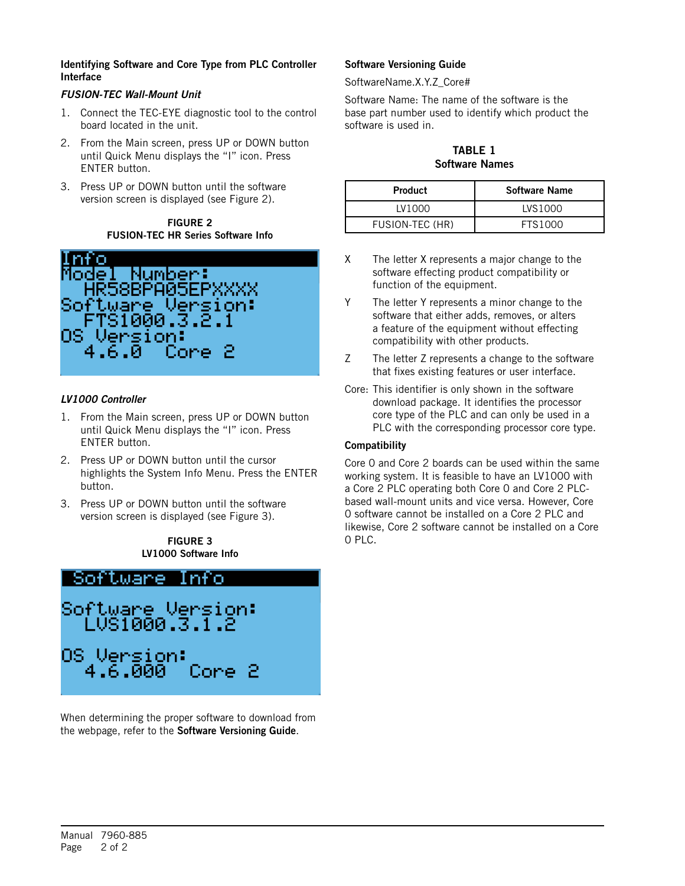## Identifying Software and Core Type from PLC Controller Interface

### *FUSION-TEC Wall-Mount Unit*

1. Connect the TEC-EYE diagnostic tool to the control board located in the unit.
2. From the Main screen, press UP or DOWN button until Quick Menu displays the "I" icon. Press ENTER button.
3. Press UP or DOWN button until the software version screen is displayed (see Figure 2).

**FIGURE 2**
**FUSION-TEC HR Series Software Info**

```
Info
Model Number:
  HR58BPA05EPXXXX
Software Version:
  FTS1000.3.2.1
OS Version:
  4.6.0  Core 2
```

### *LV1000 Controller*

1. From the Main screen, press UP or DOWN button until Quick Menu displays the "I" icon. Press ENTER button.
2. Press UP or DOWN button until the cursor highlights the System Info Menu. Press the ENTER button.
3. Press UP or DOWN button until the software version screen is displayed (see Figure 3).

**FIGURE 3**
**LV1000 Software Info**

```
 Software Info

Software Version:
  LVS1000.3.1.2

OS Version:
  4.6.000  Core 2
```

When determining the proper software to download from the webpage, refer to the **Software Versioning Guide**.

## Software Versioning Guide

SoftwareName.X.Y.Z_Core#

Software Name: The name of the software is the base part number used to identify which product the software is used in.

**TABLE 1**
**Software Names**

| Product | Software Name |
|---|---|
| LV1000 | LVS1000 |
| FUSION-TEC (HR) | FTS1000 |

X — The letter X represents a major change to the software effecting product compatibility or function of the equipment.

Y — The letter Y represents a minor change to the software that either adds, removes, or alters a feature of the equipment without effecting compatibility with other products.

Z — The letter Z represents a change to the software that fixes existing features or user interface.

Core: This identifier is only shown in the software download package. It identifies the processor core type of the PLC and can only be used in a PLC with the corresponding processor core type.

### Compatibility

Core 0 and Core 2 boards can be used within the same working system. It is feasible to have an LV1000 with a Core 2 PLC operating both Core 0 and Core 2 PLC-based wall-mount units and vice versa. However, Core 0 software cannot be installed on a Core 2 PLC and likewise, Core 2 software cannot be installed on a Core 0 PLC.

Manual 7960-885